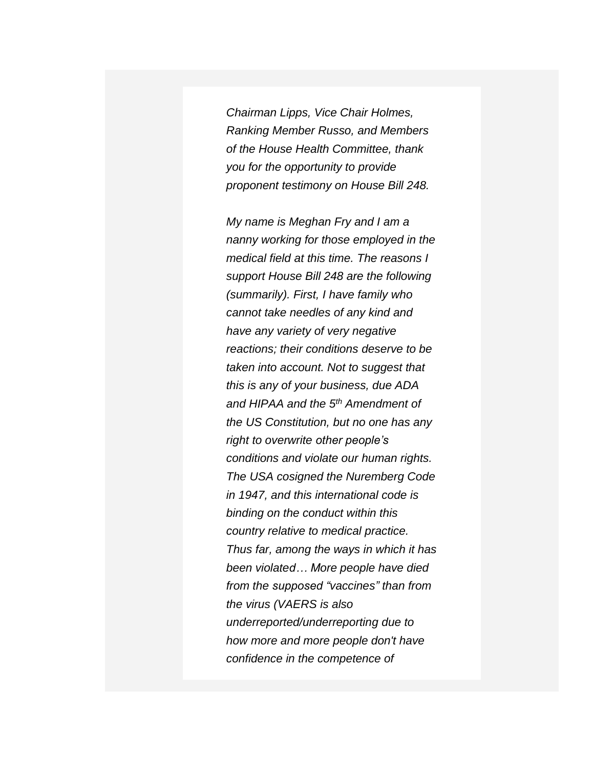*Chairman Lipps, Vice Chair Holmes, Ranking Member Russo, and Members of the House Health Committee, thank you for the opportunity to provide proponent testimony on House Bill 248.*

*My name is Meghan Fry and I am a nanny working for those employed in the medical field at this time. The reasons I support House Bill 248 are the following (summarily). First, I have family who cannot take needles of any kind and have any variety of very negative reactions; their conditions deserve to be taken into account. Not to suggest that this is any of your business, due ADA and HIPAA and the 5th Amendment of the US Constitution, but no one has any right to overwrite other people's conditions and violate our human rights. The USA cosigned the Nuremberg Code in 1947, and this international code is binding on the conduct within this country relative to medical practice. Thus far, among the ways in which it has been violated… More people have died from the supposed "vaccines" than from the virus (VAERS is also underreported/underreporting due to how more and more people don't have confidence in the competence of*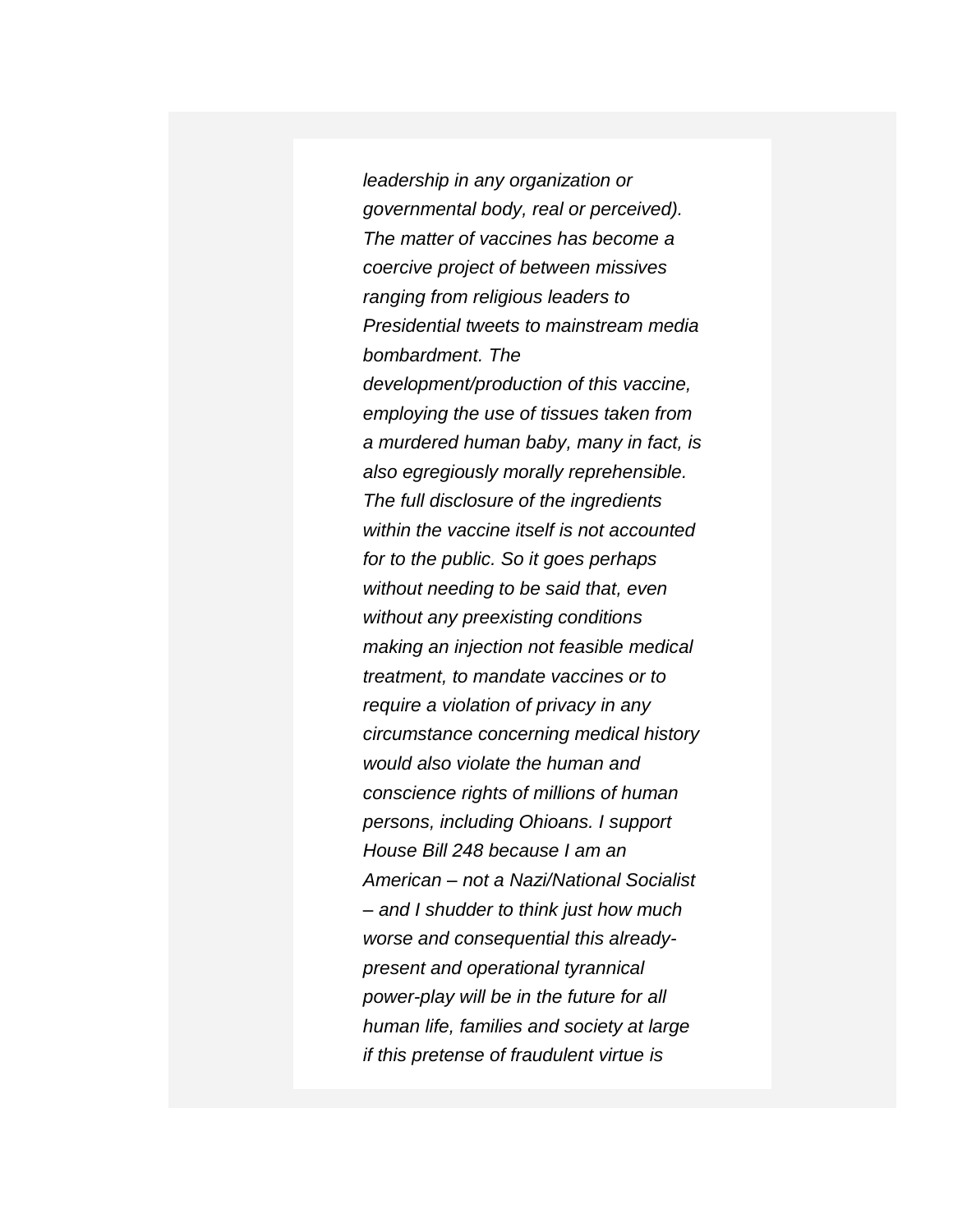*leadership in any organization or governmental body, real or perceived). The matter of vaccines has become a coercive project of between missives ranging from religious leaders to Presidential tweets to mainstream media bombardment. The development/production of this vaccine, employing the use of tissues taken from a murdered human baby, many in fact, is also egregiously morally reprehensible. The full disclosure of the ingredients within the vaccine itself is not accounted for to the public. So it goes perhaps without needing to be said that, even without any preexisting conditions making an injection not feasible medical treatment, to mandate vaccines or to require a violation of privacy in any circumstance concerning medical history would also violate the human and conscience rights of millions of human persons, including Ohioans. I support House Bill 248 because I am an American – not a Nazi/National Socialist – and I shudder to think just how much worse and consequential this already-present and operational tyrannical power-play will be in the future for all human life, families and society at large if this pretense of fraudulent virtue is*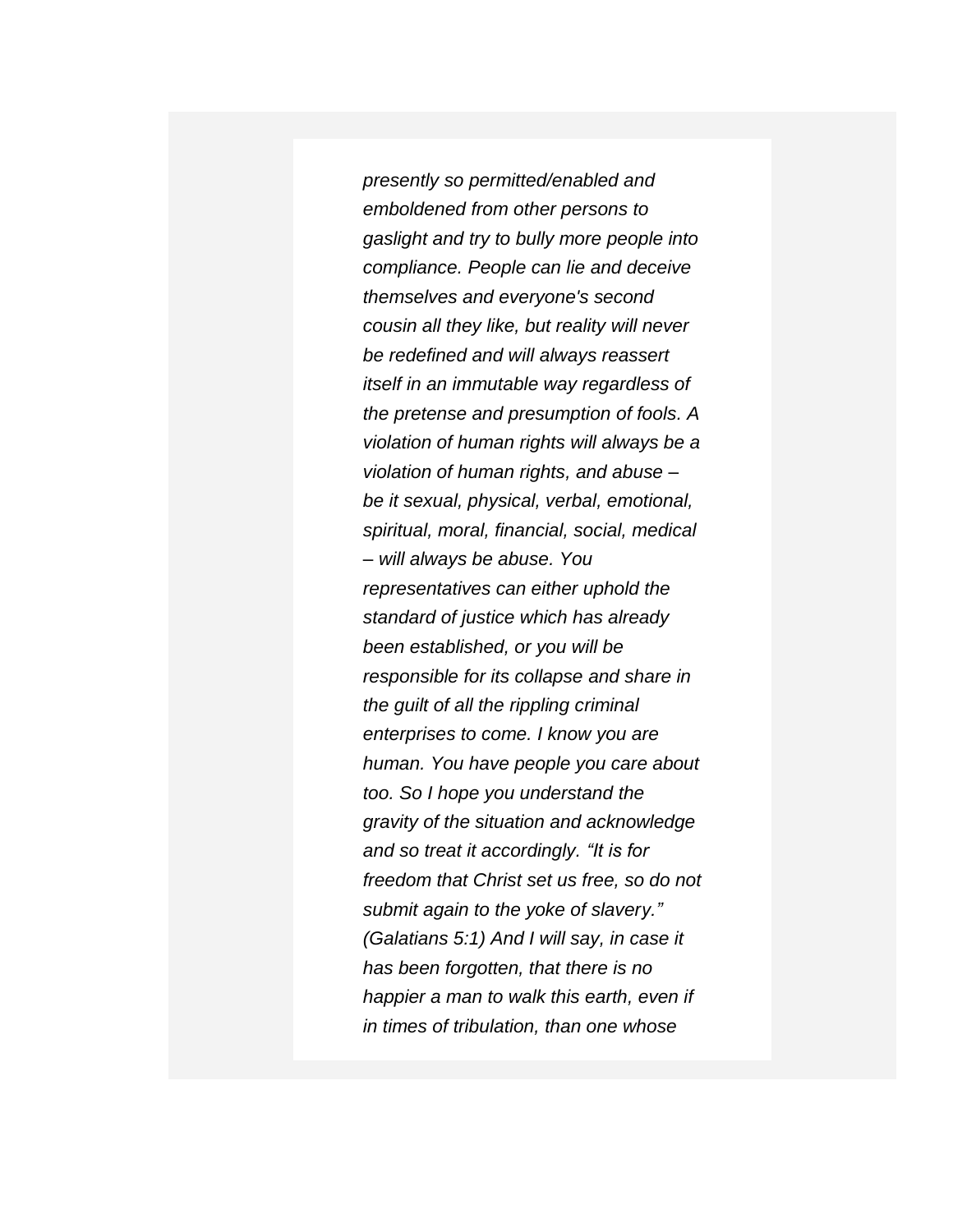*presently so permitted/enabled and emboldened from other persons to gaslight and try to bully more people into compliance. People can lie and deceive themselves and everyone's second cousin all they like, but reality will never be redefined and will always reassert itself in an immutable way regardless of the pretense and presumption of fools. A violation of human rights will always be a violation of human rights, and abuse – be it sexual, physical, verbal, emotional, spiritual, moral, financial, social, medical – will always be abuse. You representatives can either uphold the standard of justice which has already been established, or you will be responsible for its collapse and share in the guilt of all the rippling criminal enterprises to come. I know you are human. You have people you care about too. So I hope you understand the gravity of the situation and acknowledge and so treat it accordingly. "It is for freedom that Christ set us free, so do not submit again to the yoke of slavery." (Galatians 5:1) And I will say, in case it has been forgotten, that there is no happier a man to walk this earth, even if in times of tribulation, than one whose*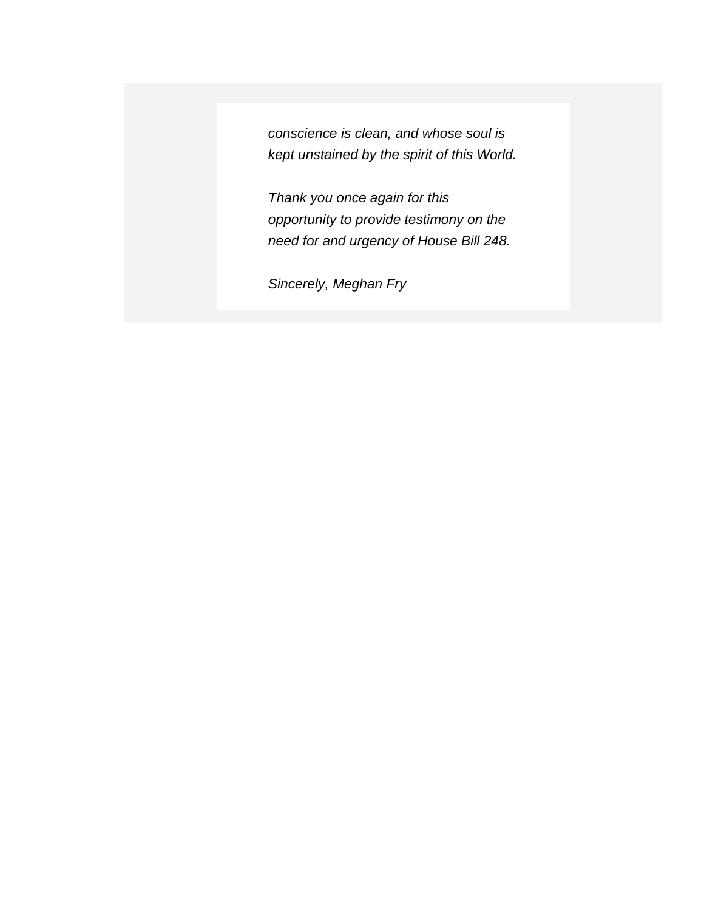*conscience is clean, and whose soul is kept unstained by the spirit of this World.*

*Thank you once again for this opportunity to provide testimony on the need for and urgency of House Bill 248.*

*Sincerely, Meghan Fry*